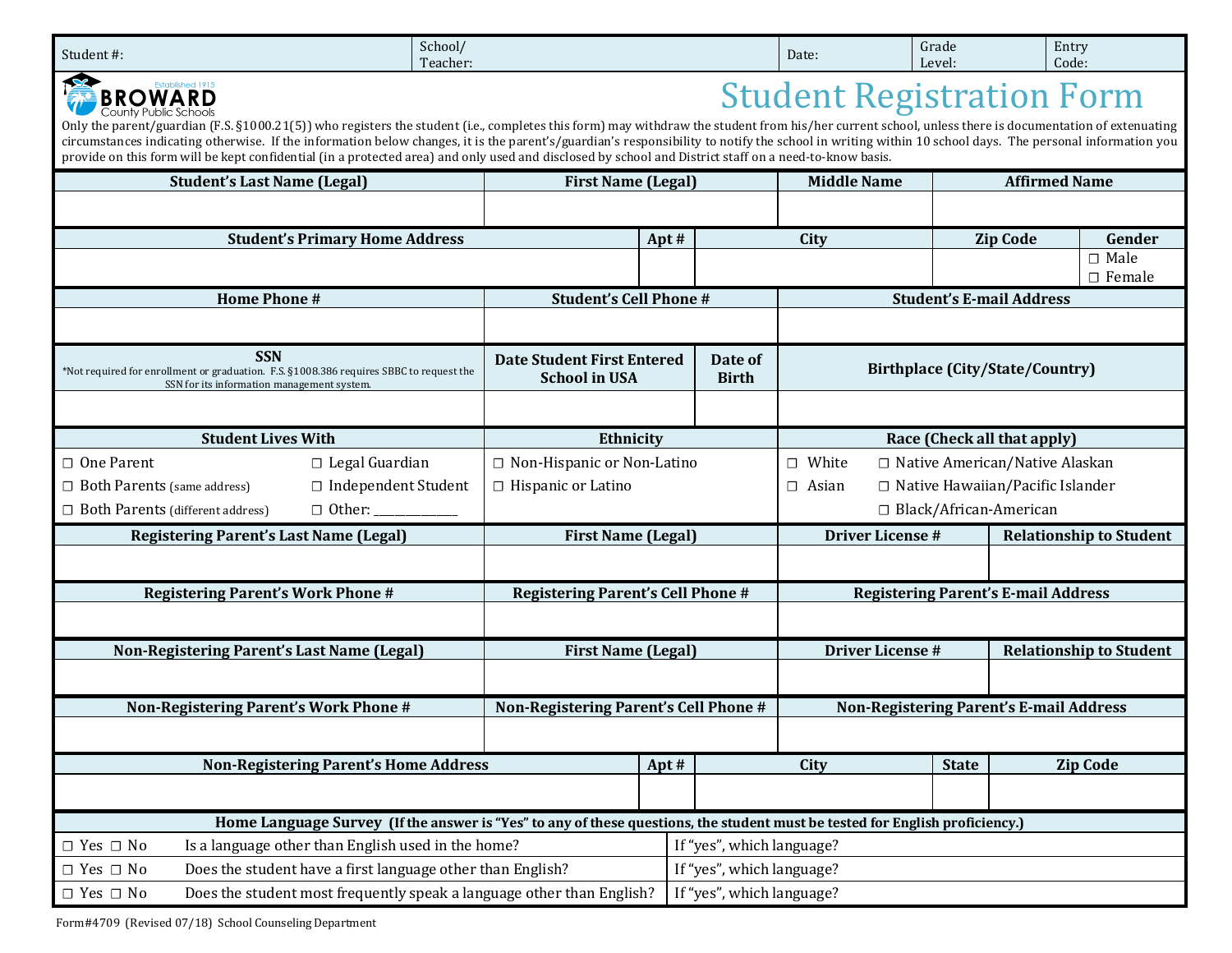| Student #: | School/ Teacher: | Date: | Grade Level: | Entry Code: |
|---|---|---|---|---|

BROWARD County Public Schools — Established 1915

# Student Registration Form

Only the parent/guardian (F.S. §1000.21(5)) who registers the student (i.e., completes this form) may withdraw the student from his/her current school, unless there is documentation of extenuating circumstances indicating otherwise. If the information below changes, it is the parent's/guardian's responsibility to notify the school in writing within 10 school days. The personal information you provide on this form will be kept confidential (in a protected area) and only used and disclosed by school and District staff on a need-to-know basis.

| **Student's Last Name (Legal)** | **First Name (Legal)** | **Middle Name** | **Affirmed Name** |
|---|---|---|---|
| | | | |

| **Student's Primary Home Address** | **Apt #** | **City** | **Zip Code** | **Gender** |
|---|---|---|---|---|
| | | | | ☐ Male ☐ Female |

| **Home Phone #** | **Student's Cell Phone #** | **Student's E-mail Address** |
|---|---|---|
| | | |

| **SSN** *Not required for enrollment or graduation. F.S. §1008.386 requires SBBC to request the SSN for its information management system. | **Date Student First Entered School in USA** | **Date of Birth** | **Birthplace (City/State/Country)** |
|---|---|---|---|
| | | | |

| **Student Lives With** | | **Ethnicity** | **Race (Check all that apply)** | |
|---|---|---|---|---|
| ☐ One Parent | ☐ Legal Guardian | ☐ Non-Hispanic or Non-Latino | ☐ White | ☐ Native American/Native Alaskan |
| ☐ Both Parents (same address) | ☐ Independent Student | ☐ Hispanic or Latino | ☐ Asian | ☐ Native Hawaiian/Pacific Islander |
| ☐ Both Parents (different address) | ☐ Other: ______________ | | | ☐ Black/African-American |

| **Registering Parent's Last Name (Legal)** | **First Name (Legal)** | **Driver License #** | **Relationship to Student** |
|---|---|---|---|
| | | | |

| **Registering Parent's Work Phone #** | **Registering Parent's Cell Phone #** | **Registering Parent's E-mail Address** |
|---|---|---|
| | | |

| **Non-Registering Parent's Last Name (Legal)** | **First Name (Legal)** | **Driver License #** | **Relationship to Student** |
|---|---|---|---|
| | | | |

| **Non-Registering Parent's Work Phone #** | **Non-Registering Parent's Cell Phone #** | **Non-Registering Parent's E-mail Address** |
|---|---|---|
| | | |

| **Non-Registering Parent's Home Address** | **Apt #** | **City** | **State** | **Zip Code** |
|---|---|---|---|---|
| | | | | |

| **Home Language Survey (If the answer is "Yes" to any of these questions, the student must be tested for English proficiency.)** | | |
|---|---|---|
| ☐ Yes ☐ No | Is a language other than English used in the home? | If "yes", which language? |
| ☐ Yes ☐ No | Does the student have a first language other than English? | If "yes", which language? |
| ☐ Yes ☐ No | Does the student most frequently speak a language other than English? | If "yes", which language? |

Form#4709 (Revised 07/18) School Counseling Department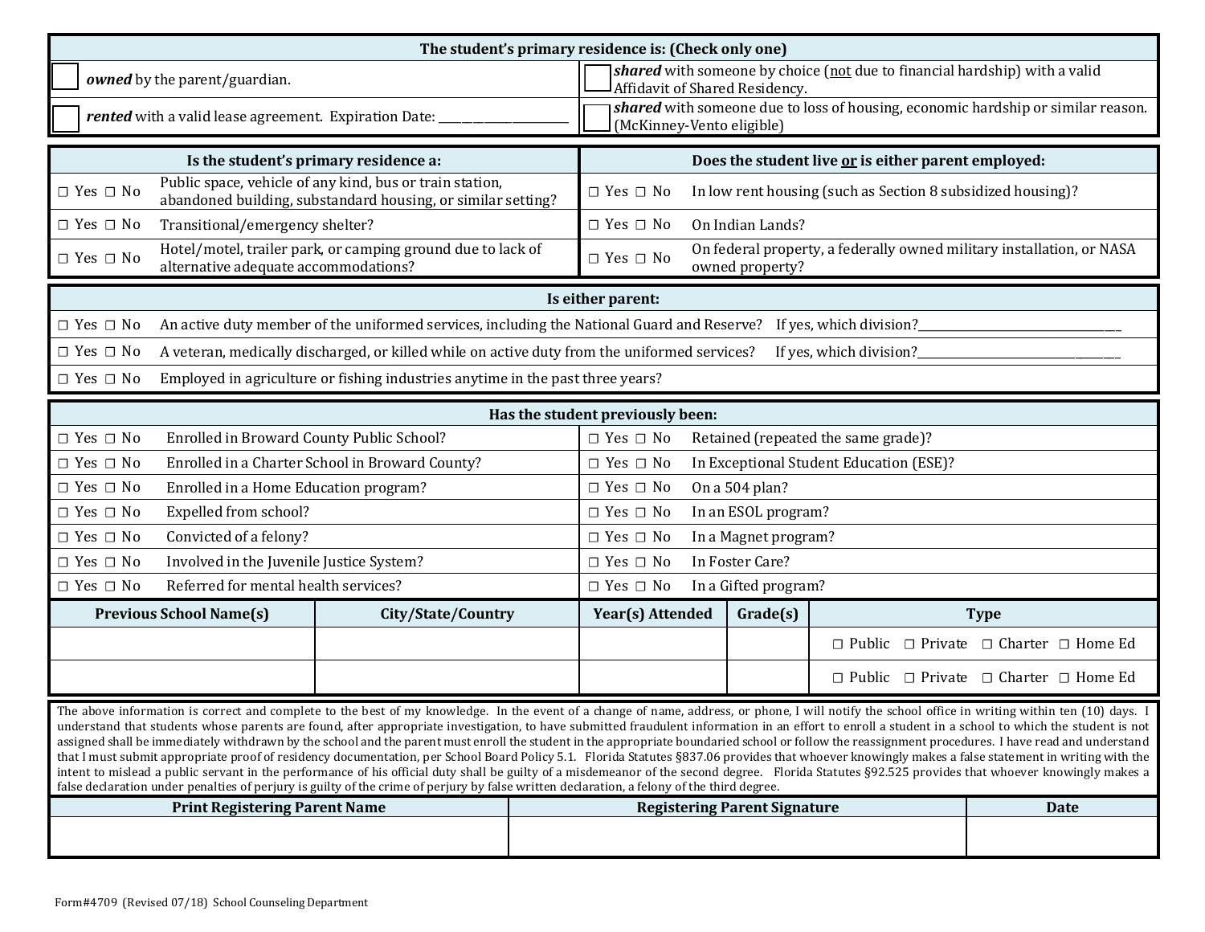| The student's primary residence is: (Check only one) | |
|---|---|
| ☐ ***owned*** by the parent/guardian. | ☐ ***shared*** with someone by choice (not due to financial hardship) with a valid Affidavit of Shared Residency. |
| ☐ ***rented*** with a valid lease agreement. Expiration Date: ____________________ | ☐ ***shared*** with someone due to loss of housing, economic hardship or similar reason. (McKinney-Vento eligible) |

| Is the student's primary residence a: | | Does the student live or is either parent employed: | |
|---|---|---|---|
| ☐ Yes ☐ No | Public space, vehicle of any kind, bus or train station, abandoned building, substandard housing, or similar setting? | ☐ Yes ☐ No | In low rent housing (such as Section 8 subsidized housing)? |
| ☐ Yes ☐ No | Transitional/emergency shelter? | ☐ Yes ☐ No | On Indian Lands? |
| ☐ Yes ☐ No | Hotel/motel, trailer park, or camping ground due to lack of alternative adequate accommodations? | ☐ Yes ☐ No | On federal property, a federally owned military installation, or NASA owned property? |

| Is either parent: | |
|---|---|
| ☐ Yes ☐ No | An active duty member of the uniformed services, including the National Guard and Reserve? If yes, which division?________________________________ |
| ☐ Yes ☐ No | A veteran, medically discharged, or killed while on active duty from the uniformed services? If yes, which division?________________________________ |
| ☐ Yes ☐ No | Employed in agriculture or fishing industries anytime in the past three years? |

| Has the student previously been: | | | |
|---|---|---|---|
| ☐ Yes ☐ No | Enrolled in Broward County Public School? | ☐ Yes ☐ No | Retained (repeated the same grade)? |
| ☐ Yes ☐ No | Enrolled in a Charter School in Broward County? | ☐ Yes ☐ No | In Exceptional Student Education (ESE)? |
| ☐ Yes ☐ No | Enrolled in a Home Education program? | ☐ Yes ☐ No | On a 504 plan? |
| ☐ Yes ☐ No | Expelled from school? | ☐ Yes ☐ No | In an ESOL program? |
| ☐ Yes ☐ No | Convicted of a felony? | ☐ Yes ☐ No | In a Magnet program? |
| ☐ Yes ☐ No | Involved in the Juvenile Justice System? | ☐ Yes ☐ No | In Foster Care? |
| ☐ Yes ☐ No | Referred for mental health services? | ☐ Yes ☐ No | In a Gifted program? |

| Previous School Name(s) | City/State/Country | Year(s) Attended | Grade(s) | Type |
|---|---|---|---|---|
| | | | | ☐ Public ☐ Private ☐ Charter ☐ Home Ed |
| | | | | ☐ Public ☐ Private ☐ Charter ☐ Home Ed |

The above information is correct and complete to the best of my knowledge. In the event of a change of name, address, or phone, I will notify the school office in writing within ten (10) days. I understand that students whose parents are found, after appropriate investigation, to have submitted fraudulent information in an effort to enroll a student in a school to which the student is not assigned shall be immediately withdrawn by the school and the parent must enroll the student in the appropriate boundaried school or follow the reassignment procedures. I have read and understand that I must submit appropriate proof of residency documentation, per School Board Policy 5.1. Florida Statutes §837.06 provides that whoever knowingly makes a false statement in writing with the intent to mislead a public servant in the performance of his official duty shall be guilty of a misdemeanor of the second degree. Florida Statutes §92.525 provides that whoever knowingly makes a false declaration under penalties of perjury is guilty of the crime of perjury by false written declaration, a felony of the third degree.

| Print Registering Parent Name | Registering Parent Signature | Date |
|---|---|---|
| | | |

Form#4709 (Revised 07/18) School Counseling Department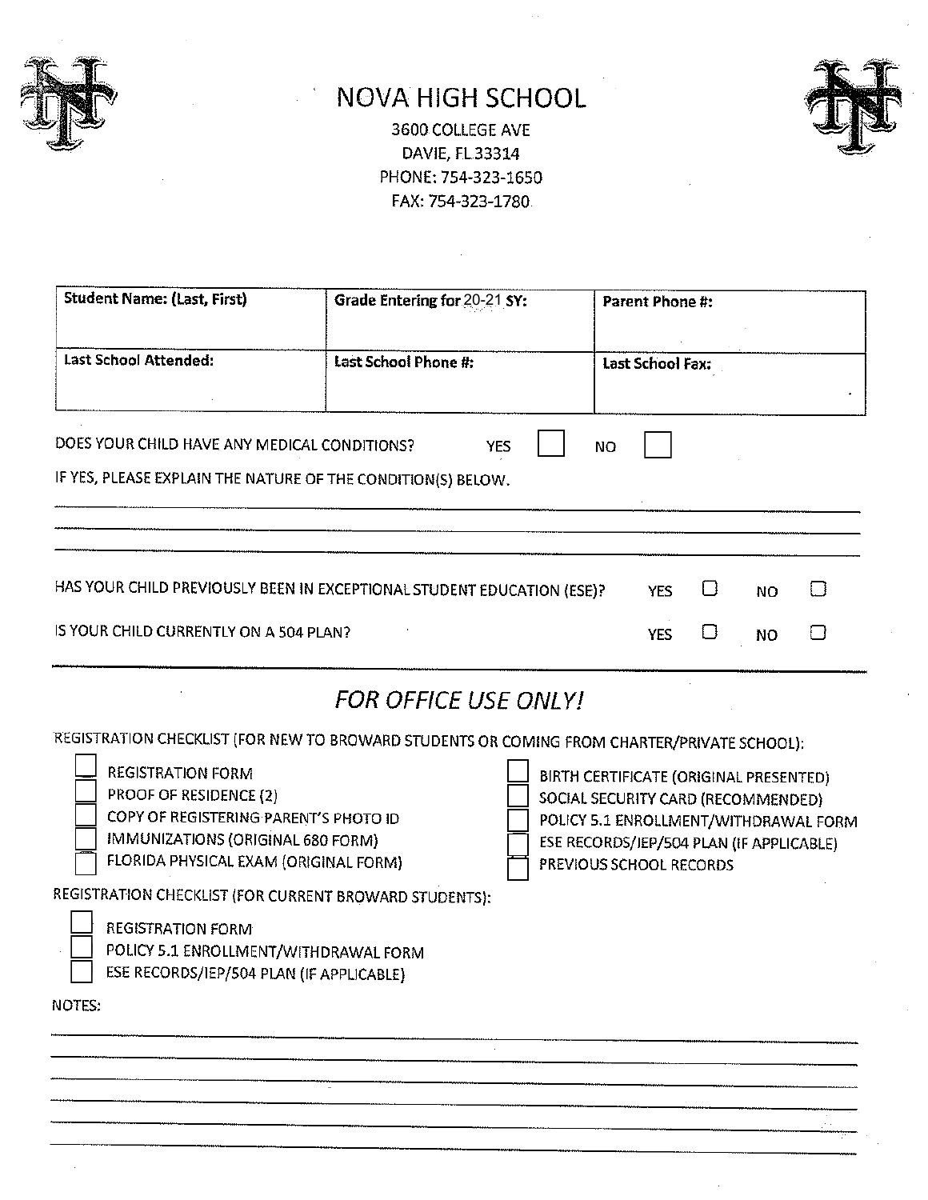# NOVA HIGH SCHOOL

3600 COLLEGE AVE
DAVIE, FL 33314
PHONE: 754-323-1650
FAX: 754-323-1780

| Student Name: (Last, First) | Grade Entering for 20-21 SY: | Parent Phone #: |
| --- | --- | --- |
| **Last School Attended:** | **Last School Phone #:** | **Last School Fax:** |

DOES YOUR CHILD HAVE ANY MEDICAL CONDITIONS? YES ☐ NO ☐

IF YES, PLEASE EXPLAIN THE NATURE OF THE CONDITION(S) BELOW.

\_\_\_\_\_\_\_\_\_\_\_\_\_\_\_\_\_\_\_\_\_\_\_\_\_\_\_\_\_\_\_\_\_\_\_\_\_\_\_\_\_\_\_\_\_\_\_\_\_\_\_\_\_\_\_\_\_\_\_\_

\_\_\_\_\_\_\_\_\_\_\_\_\_\_\_\_\_\_\_\_\_\_\_\_\_\_\_\_\_\_\_\_\_\_\_\_\_\_\_\_\_\_\_\_\_\_\_\_\_\_\_\_\_\_\_\_\_\_\_\_

\_\_\_\_\_\_\_\_\_\_\_\_\_\_\_\_\_\_\_\_\_\_\_\_\_\_\_\_\_\_\_\_\_\_\_\_\_\_\_\_\_\_\_\_\_\_\_\_\_\_\_\_\_\_\_\_\_\_\_\_

HAS YOUR CHILD PREVIOUSLY BEEN IN EXCEPTIONAL STUDENT EDUCATION (ESE)? YES ☐ NO ☐

IS YOUR CHILD CURRENTLY ON A 504 PLAN? YES ☐ NO ☐

## *FOR OFFICE USE ONLY!*

REGISTRATION CHECKLIST (FOR NEW TO BROWARD STUDENTS OR COMING FROM CHARTER/PRIVATE SCHOOL):

- ☐ REGISTRATION FORM
- ☐ PROOF OF RESIDENCE (2)
- ☐ COPY OF REGISTERING PARENT'S PHOTO ID
- ☐ IMMUNIZATIONS (ORIGINAL 680 FORM)
- ☐ FLORIDA PHYSICAL EXAM (ORIGINAL FORM)
- ☐ BIRTH CERTIFICATE (ORIGINAL PRESENTED)
- ☐ SOCIAL SECURITY CARD (RECOMMENDED)
- ☐ POLICY 5.1 ENROLLMENT/WITHDRAWAL FORM
- ☐ ESE RECORDS/IEP/504 PLAN (IF APPLICABLE)
- ☐ PREVIOUS SCHOOL RECORDS

REGISTRATION CHECKLIST (FOR CURRENT BROWARD STUDENTS):

- ☐ REGISTRATION FORM
- ☐ POLICY 5.1 ENROLLMENT/WITHDRAWAL FORM
- ☐ ESE RECORDS/IEP/504 PLAN (IF APPLICABLE)

NOTES:

\_\_\_\_\_\_\_\_\_\_\_\_\_\_\_\_\_\_\_\_\_\_\_\_\_\_\_\_\_\_\_\_\_\_\_\_\_\_\_\_\_\_\_\_\_\_\_\_\_\_\_\_\_\_\_\_\_\_\_\_

\_\_\_\_\_\_\_\_\_\_\_\_\_\_\_\_\_\_\_\_\_\_\_\_\_\_\_\_\_\_\_\_\_\_\_\_\_\_\_\_\_\_\_\_\_\_\_\_\_\_\_\_\_\_\_\_\_\_\_\_

\_\_\_\_\_\_\_\_\_\_\_\_\_\_\_\_\_\_\_\_\_\_\_\_\_\_\_\_\_\_\_\_\_\_\_\_\_\_\_\_\_\_\_\_\_\_\_\_\_\_\_\_\_\_\_\_\_\_\_\_

\_\_\_\_\_\_\_\_\_\_\_\_\_\_\_\_\_\_\_\_\_\_\_\_\_\_\_\_\_\_\_\_\_\_\_\_\_\_\_\_\_\_\_\_\_\_\_\_\_\_\_\_\_\_\_\_\_\_\_\_

\_\_\_\_\_\_\_\_\_\_\_\_\_\_\_\_\_\_\_\_\_\_\_\_\_\_\_\_\_\_\_\_\_\_\_\_\_\_\_\_\_\_\_\_\_\_\_\_\_\_\_\_\_\_\_\_\_\_\_\_

\_\_\_\_\_\_\_\_\_\_\_\_\_\_\_\_\_\_\_\_\_\_\_\_\_\_\_\_\_\_\_\_\_\_\_\_\_\_\_\_\_\_\_\_\_\_\_\_\_\_\_\_\_\_\_\_\_\_\_\_